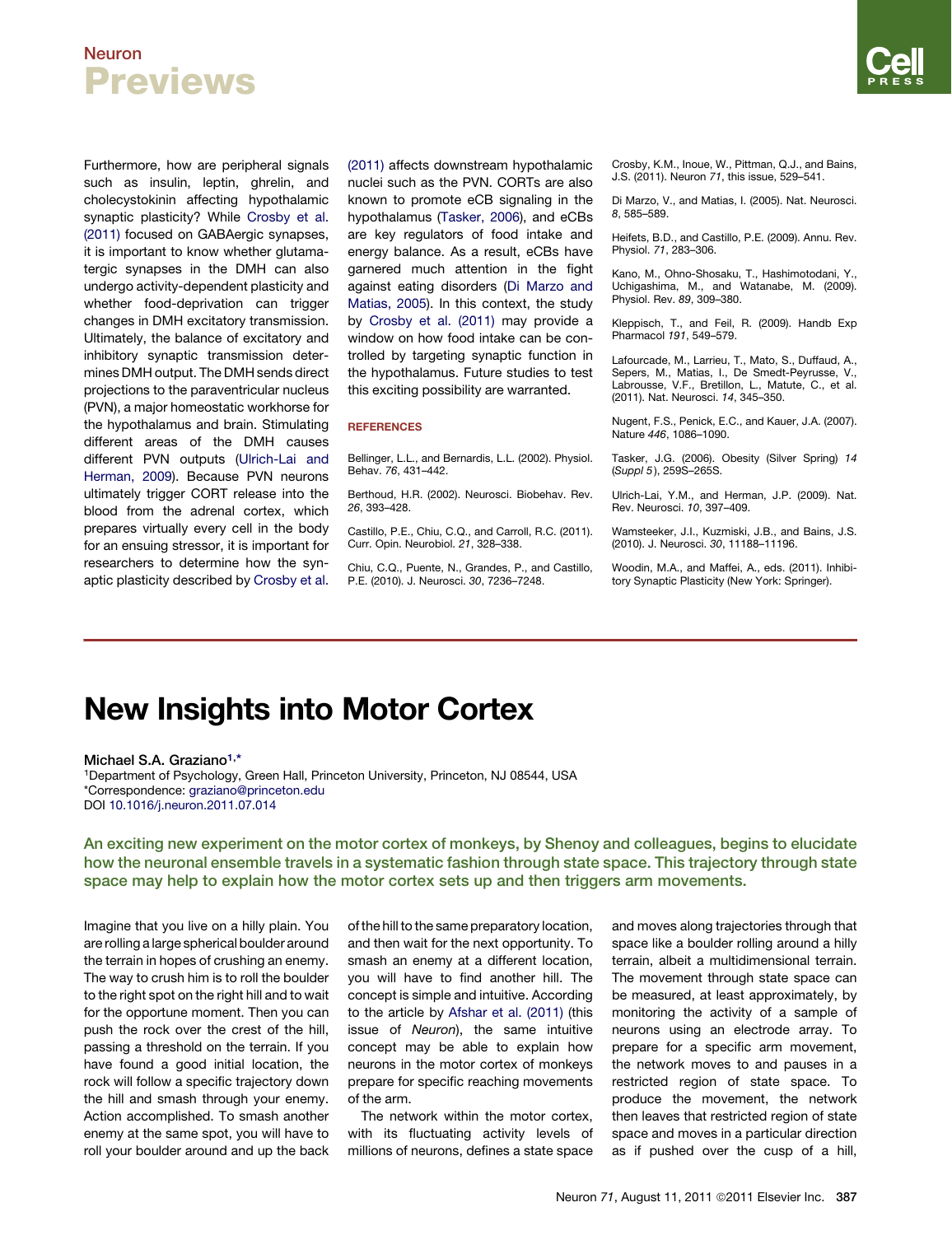Furthermore, how are peripheral signals such as insulin, leptin, ghrelin, and cholecystokinin affecting hypothalamic synaptic plasticity? While Crosby et al. (2011) focused on GABAergic synapses, it is important to know whether glutamatergic synapses in the DMH can also undergo activity-dependent plasticity and whether food-deprivation can trigger changes in DMH excitatory transmission. Ultimately, the balance of excitatory and inhibitory synaptic transmission determines DMH output. The DMH sends direct projections to the paraventricular nucleus (PVN), a major homeostatic workhorse for the hypothalamus and brain. Stimulating different areas of the DMH causes different PVN outputs (Ulrich-Lai and Herman, 2009). Because PVN neurons ultimately trigger CORT release into the blood from the adrenal cortex, which prepares virtually every cell in the body for an ensuing stressor, it is important for researchers to determine how the synaptic plasticity described by Crosby et al. (2011) affects downstream hypothalamic nuclei such as the PVN. CORTs are also known to promote eCB signaling in the hypothalamus (Tasker, 2006), and eCBs are key regulators of food intake and energy balance. As a result, eCBs have garnered much attention in the fight against eating disorders (Di Marzo and Matias, 2005). In this context, the study by Crosby et al. (2011) may provide a window on how food intake can be controlled by targeting synaptic function in the hypothalamus. Future studies to test this exciting possibility are warranted.

## REFERENCES

Bellinger, L.L., and Bernardis, L.L. (2002). Physiol. Behav. *76*, 431–442.

Berthoud, H.R. (2002). Neurosci. Biobehav. Rev. *26*, 393–428.

Castillo, P.E., Chiu, C.Q., and Carroll, R.C. (2011). Curr. Opin. Neurobiol. *21*, 328–338.

Chiu, C.Q., Puente, N., Grandes, P., and Castillo, P.E. (2010). J. Neurosci. *30*, 7236–7248.

Crosby, K.M., Inoue, W., Pittman, Q.J., and Bains, J.S. (2011). Neuron *71*, this issue, 529–541.

Di Marzo, V., and Matias, I. (2005). Nat. Neurosci. *8*, 585–589.

Heifets, B.D., and Castillo, P.E. (2009). Annu. Rev. Physiol. *71*, 283–306.

Kano, M., Ohno-Shosaku, T., Hashimotodani, Y., Uchigashima, M., and Watanabe, M. (2009). Physiol. Rev. *89*, 309–380.

Kleppisch, T., and Feil, R. (2009). Handb Exp Pharmacol *191*, 549–579.

Lafourcade, M., Larrieu, T., Mato, S., Duffaud, A., Sepers, M., Matias, I., De Smedt-Peyrusse, V., Labrousse, V.F., Bretillon, L., Matute, C., et al. (2011). Nat. Neurosci. *14*, 345–350.

Nugent, F.S., Penick, E.C., and Kauer, J.A. (2007). Nature *446*, 1086–1090.

Tasker, J.G. (2006). Obesity (Silver Spring) *14* (*Suppl 5*), 259S–265S.

Ulrich-Lai, Y.M., and Herman, J.P. (2009). Nat. Rev. Neurosci. *10*, 397–409.

Wamsteeker, J.I., Kuzmiski, J.B., and Bains, J.S. (2010). J. Neurosci. *30*, 11188–11196.

Woodin, M.A., and Maffei, A., eds. (2011). Inhibitory Synaptic Plasticity (New York: Springer).

# New Insights into Motor Cortex

**Michael S.A. Graziano**[1,*]

[1]Department of Psychology, Green Hall, Princeton University, Princeton, NJ 08544, USA
*Correspondence: graziano@princeton.edu
DOI 10.1016/j.neuron.2011.07.014

**An exciting new experiment on the motor cortex of monkeys, by Shenoy and colleagues, begins to elucidate how the neuronal ensemble travels in a systematic fashion through state space. This trajectory through state space may help to explain how the motor cortex sets up and then triggers arm movements.**

Imagine that you live on a hilly plain. You are rolling a large spherical boulder around the terrain in hopes of crushing an enemy. The way to crush him is to roll the boulder to the right spot on the right hill and to wait for the opportune moment. Then you can push the rock over the crest of the hill, passing a threshold on the terrain. If you have found a good initial location, the rock will follow a specific trajectory down the hill and smash through your enemy. Action accomplished. To smash another enemy at the same spot, you will have to roll your boulder around and up the back of the hill to the same preparatory location, and then wait for the next opportunity. To smash an enemy at a different location, you will have to find another hill. The concept is simple and intuitive. According to the article by Afshar et al. (2011) (this issue of *Neuron*), the same intuitive concept may be able to explain how neurons in the motor cortex of monkeys prepare for specific reaching movements of the arm.

The network within the motor cortex, with its fluctuating activity levels of millions of neurons, defines a state space and moves along trajectories through that space like a boulder rolling around a hilly terrain, albeit a multidimensional terrain. The movement through state space can be measured, at least approximately, by monitoring the activity of a sample of neurons using an electrode array. To prepare for a specific arm movement, the network moves to and pauses in a restricted region of state space. To produce the movement, the network then leaves that restricted region of state space and moves in a particular direction as if pushed over the cusp of a hill,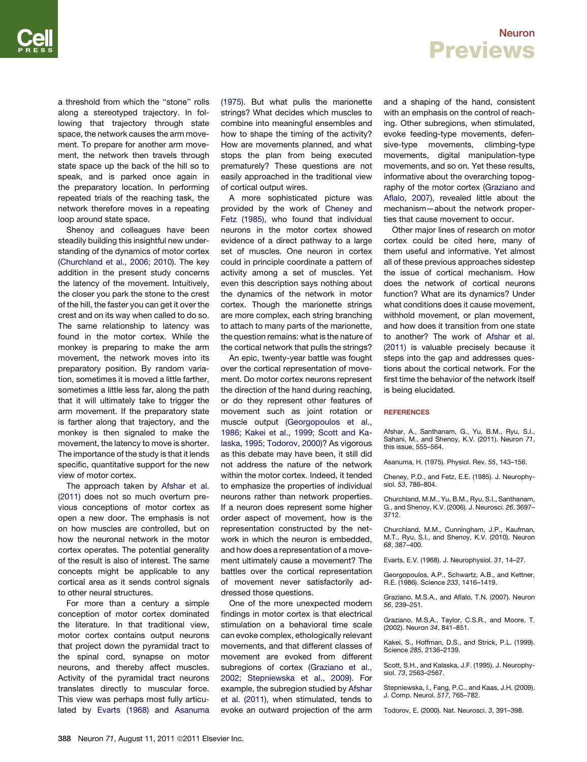a threshold from which the "stone" rolls along a stereotyped trajectory. In following that trajectory through state space, the network causes the arm movement. To prepare for another arm movement, the network then travels through state space up the back of the hill so to speak, and is parked once again in the preparatory location. In performing repeated trials of the reaching task, the network therefore moves in a repeating loop around state space.

Shenoy and colleagues have been steadily building this insightful new understanding of the dynamics of motor cortex (Churchland et al., 2006; 2010). The key addition in the present study concerns the latency of the movement. Intuitively, the closer you park the stone to the crest of the hill, the faster you can get it over the crest and on its way when called to do so. The same relationship to latency was found in the motor cortex. While the monkey is preparing to make the arm movement, the network moves into its preparatory position. By random variation, sometimes it is moved a little farther, sometimes a little less far, along the path that it will ultimately take to trigger the arm movement. If the preparatory state is farther along that trajectory, and the monkey is then signaled to make the movement, the latency to move is shorter. The importance of the study is that it lends specific, quantitative support for the new view of motor cortex.

The approach taken by Afshar et al. (2011) does not so much overturn previous conceptions of motor cortex as open a new door. The emphasis is not on how muscles are controlled, but on how the neuronal network in the motor cortex operates. The potential generality of the result is also of interest. The same concepts might be applicable to any cortical area as it sends control signals to other neural structures.

For more than a century a simple conception of motor cortex dominated the literature. In that traditional view, motor cortex contains output neurons that project down the pyramidal tract to the spinal cord, synapse on motor neurons, and thereby affect muscles. Activity of the pyramidal tract neurons translates directly to muscular force. This view was perhaps most fully articulated by Evarts (1968) and Asanuma (1975). But what pulls the marionette strings? What decides which muscles to combine into meaningful ensembles and how to shape the timing of the activity? How are movements planned, and what stops the plan from being executed prematurely? These questions are not easily approached in the traditional view of cortical output wires.

A more sophisticated picture was provided by the work of Cheney and Fetz (1985), who found that individual neurons in the motor cortex showed evidence of a direct pathway to a large set of muscles. One neuron in cortex could in principle coordinate a pattern of activity among a set of muscles. Yet even this description says nothing about the dynamics of the network in motor cortex. Though the marionette strings are more complex, each string branching to attach to many parts of the marionette, the question remains: what is the nature of the cortical network that pulls the strings?

An epic, twenty-year battle was fought over the cortical representation of movement. Do motor cortex neurons represent the direction of the hand during reaching, or do they represent other features of movement such as joint rotation or muscle output (Georgopoulos et al., 1986; Kakei et al., 1999; Scott and Kalaska, 1995; Todorov, 2000)? As vigorous as this debate may have been, it still did not address the nature of the network within the motor cortex. Indeed, it tended to emphasize the properties of individual neurons rather than network properties. If a neuron does represent some higher order aspect of movement, how is the representation constructed by the network in which the neuron is embedded, and how does a representation of a movement ultimately cause a movement? The battles over the cortical representation of movement never satisfactorily addressed those questions.

One of the more unexpected modern findings in motor cortex is that electrical stimulation on a behavioral time scale can evoke complex, ethologically relevant movements, and that different classes of movement are evoked from different subregions of cortex (Graziano et al., 2002; Stepniewska et al., 2009). For example, the subregion studied by Afshar et al. (2011), when stimulated, tends to evoke an outward projection of the arm and a shaping of the hand, consistent with an emphasis on the control of reaching. Other subregions, when stimulated, evoke feeding-type movements, defensive-type movements, climbing-type movements, digital manipulation-type movements, and so on. Yet these results, informative about the overarching topography of the motor cortex (Graziano and Aflalo, 2007), revealed little about the mechanism—about the network properties that cause movement to occur.

Other major lines of research on motor cortex could be cited here, many of them useful and informative. Yet almost all of these previous approaches sidestep the issue of cortical mechanism. How does the network of cortical neurons function? What are its dynamics? Under what conditions does it cause movement, withhold movement, or plan movement, and how does it transition from one state to another? The work of Afshar et al. (2011) is valuable precisely because it steps into the gap and addresses questions about the cortical network. For the first time the behavior of the network itself is being elucidated.

## REFERENCES

Afshar, A., Santhanam, G., Yu, B.M., Ryu, S.I., Sahani, M., and Shenoy, K.V. (2011). Neuron *71*, this issue, 555–564.

Asanuma, H. (1975). Physiol. Rev. *55*, 143–156.

Cheney, P.D., and Fetz, E.E. (1985). J. Neurophysiol. *53*, 786–804.

Churchland, M.M., Yu, B.M., Ryu, S.I., Santhanam, G., and Shenoy, K.V. (2006). J. Neurosci. *26*, 3697–3712.

Churchland, M.M., Cunningham, J.P., Kaufman, M.T., Ryu, S.I., and Shenoy, K.V. (2010). Neuron *68*, 387–400.

Evarts, E.V. (1968). J. Neurophysiol. *31*, 14–27.

Georgopoulos, A.P., Schwartz, A.B., and Kettner, R.E. (1986). Science *233*, 1416–1419.

Graziano, M.S.A., and Aflalo, T.N. (2007). Neuron *56*, 239–251.

Graziano, M.S.A., Taylor, C.S.R., and Moore, T. (2002). Neuron *34*, 841–851.

Kakei, S., Hoffman, D.S., and Strick, P.L. (1999). Science *285*, 2136–2139.

Scott, S.H., and Kalaska, J.F. (1995). J. Neurophysiol. *73*, 2563–2567.

Stepniewska, I., Fang, P.C., and Kaas, J.H. (2009). J. Comp. Neurol. *517*, 765–782.

Todorov, E. (2000). Nat. Neurosci. *3*, 391–398.